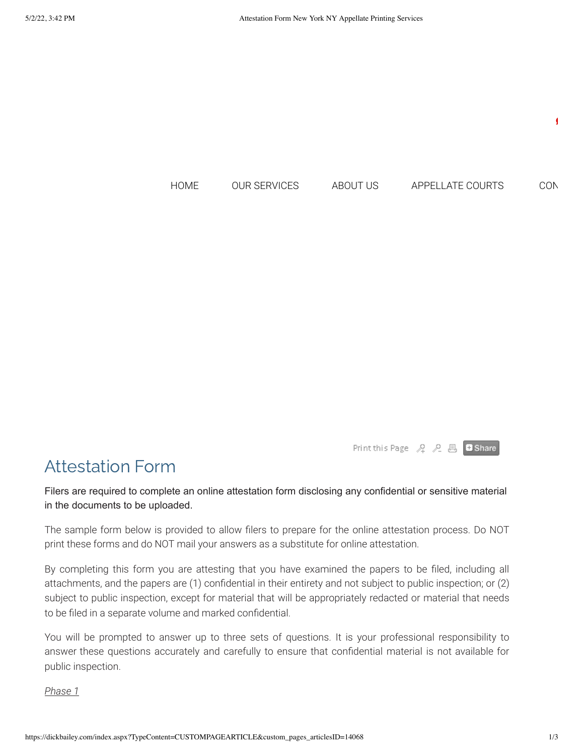HOME OUR SERVICES ABOUT US APPELLATE COURTS CON

Print this Page Share

# Attestation Form

Filers are required to complete an online attestation form disclosing any confidential or sensitive material in the documents to be uploaded.

The sample form below is provided to allow filers to prepare for the online attestation process. Do NOT print these forms and do NOT mail your answers as a substitute for online attestation.

By completing this form you are attesting that you have examined the papers to be filed, including all attachments, and the papers are (1) confidential in their entirety and not subject to public inspection; or (2) subject to public inspection, except for material that will be appropriately redacted or material that needs to be filed in a separate volume and marked confidential.

You will be prompted to answer up to three sets of questions. It is your professional responsibility to answer these questions accurately and carefully to ensure that confidential material is not available for public inspection.

*Phase 1*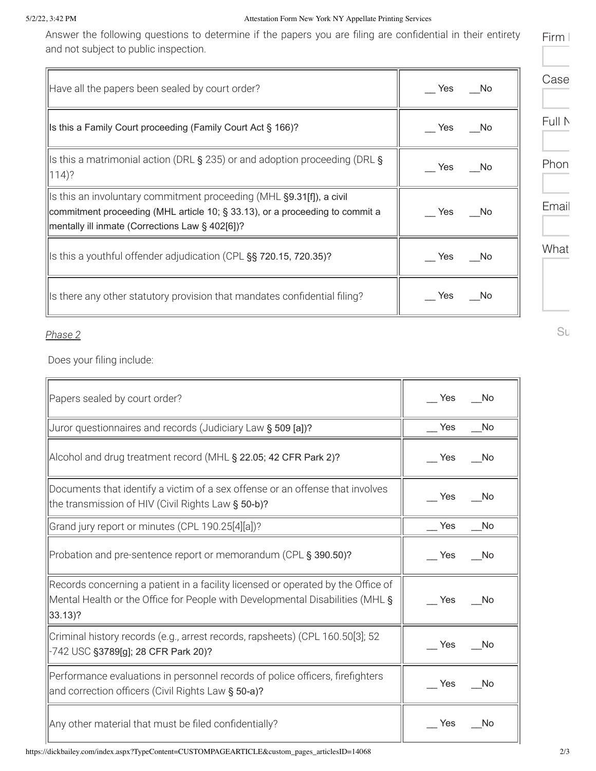Answer the following questions to determine if the papers you are filing are confidential in their entirety and not subject to public inspection.

| Question | Answer |
| --- | --- |
| Have all the papers been sealed by court order? | __ Yes __No |
| Is this a Family Court proceeding (Family Court Act § 166)? | __ Yes __No |
| Is this a matrimonial action (DRL § 235) or and adoption proceeding (DRL § 114)? | __ Yes __No |
| Is this an involuntary commitment proceeding (MHL §9.31[f]), a civil commitment proceeding (MHL article 10; § 33.13), or a proceeding to commit a mentally ill inmate (Corrections Law § 402[6])? | __ Yes __No |
| Is this a youthful offender adjudication (CPL §§ 720.15, 720.35)? | __ Yes __No |
| Is there any other statutory provision that mandates confidential filing? | __ Yes __No |

Firm

Case

Full N

Phon

Email

What

Su

*Phase 2*

Does your filing include:

| Item | Answer |
| --- | --- |
| Papers sealed by court order? | __ Yes __No |
| Juror questionnaires and records (Judiciary Law § 509 [a])? | __ Yes __No |
| Alcohol and drug treatment record (MHL § 22.05; 42 CFR Park 2)? | __ Yes __No |
| Documents that identify a victim of a sex offense or an offense that involves the transmission of HIV (Civil Rights Law § 50-b)? | __ Yes __No |
| Grand jury report or minutes (CPL 190.25[4][a])? | __ Yes __No |
| Probation and pre-sentence report or memorandum (CPL § 390.50)? | __ Yes __No |
| Records concerning a patient in a facility licensed or operated by the Office of Mental Health or the Office for People with Developmental Disabilities (MHL § 33.13)? | __ Yes __No |
| Criminal history records (e.g., arrest records, rapsheets) (CPL 160.50[3]; 52 -742 USC §3789[g]; 28 CFR Park 20)? | __ Yes __No |
| Performance evaluations in personnel records of police officers, firefighters and correction officers (Civil Rights Law § 50-a)? | __ Yes __No |
| Any other material that must be filed confidentially? | __ Yes __No |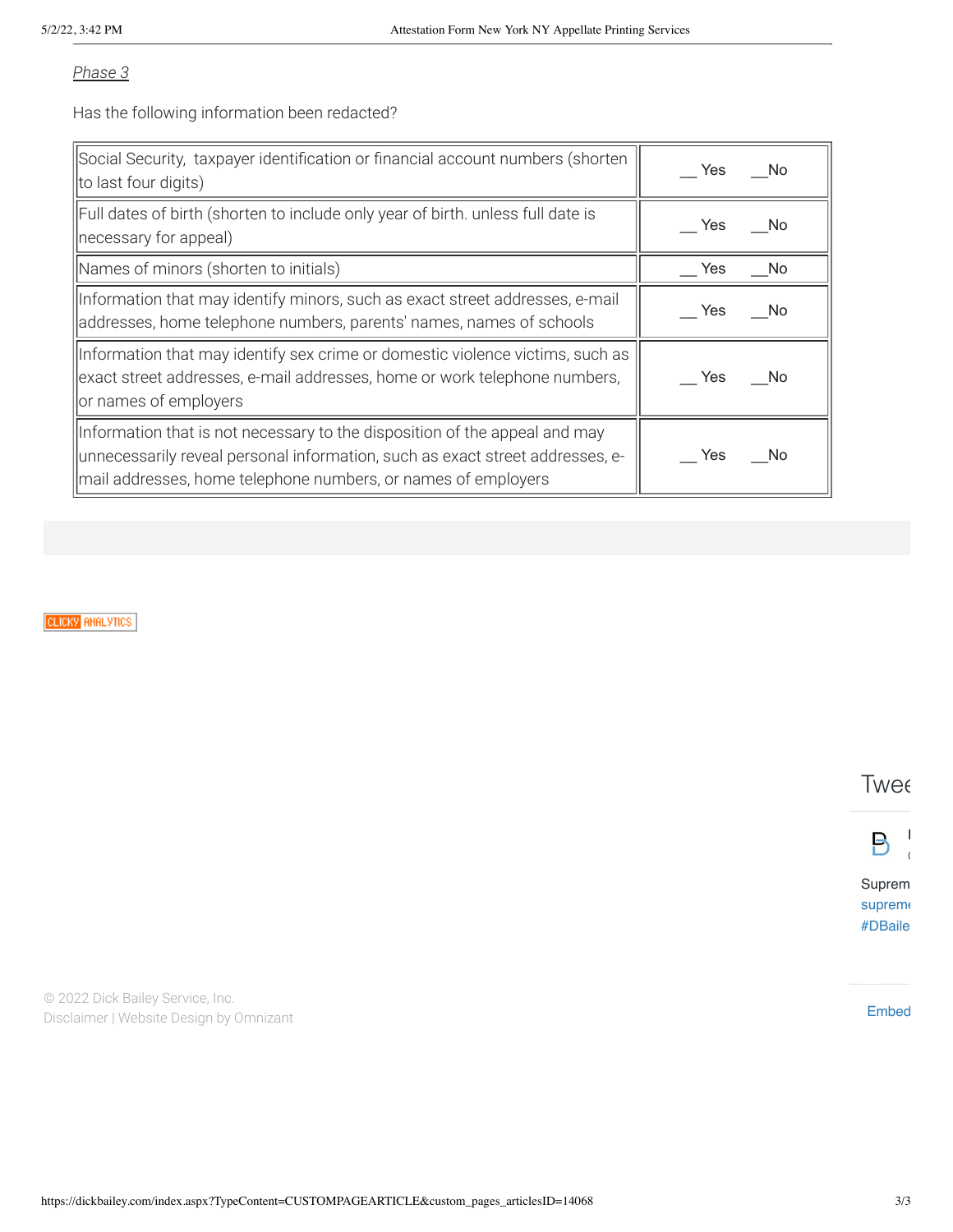*Phase 3*

Has the following information been redacted?

| | |
|---|---|
| Social Security, taxpayer identification or financial account numbers (shorten to last four digits) | __ Yes __No |
| Full dates of birth (shorten to include only year of birth. unless full date is necessary for appeal) | __ Yes __No |
| Names of minors (shorten to initials) | __ Yes __No |
| Information that may identify minors, such as exact street addresses, e-mail addresses, home telephone numbers, parents' names, names of schools | __ Yes __No |
| Information that may identify sex crime or domestic violence victims, such as exact street addresses, e-mail addresses, home or work telephone numbers, or names of employers | __ Yes __No |
| Information that is not necessary to the disposition of the appeal and may unnecessarily reveal personal information, such as exact street addresses, e-mail addresses, home telephone numbers, or names of employers | __ Yes __No |

© 2022 Dick Bailey Service, Inc.
Disclaimer | Website Design by Omnizant